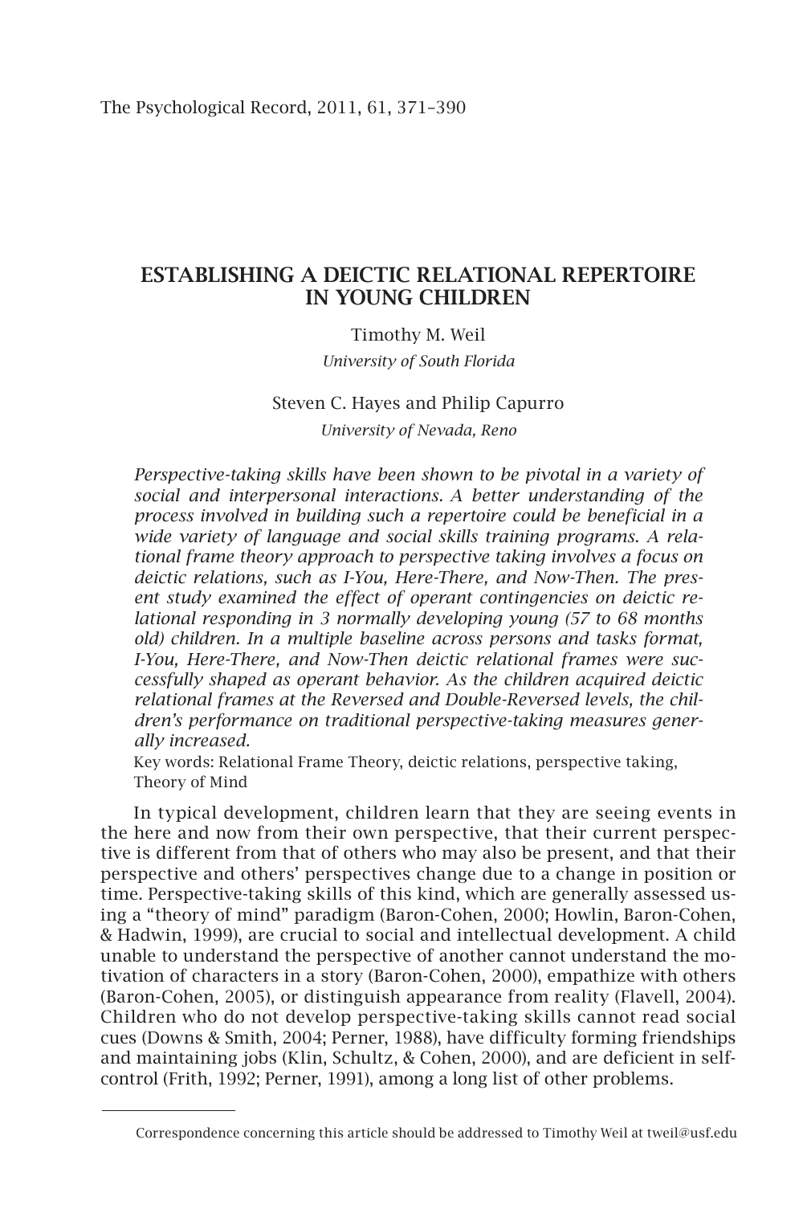# ESTABLISHING A DEICTIC RELATIONAL REPERTOIRE IN YOUNG CHILDREN

Timothy M. Weil

*University of South Florida*

Steven C. Hayes and Philip Capurro

*University of Nevada, Reno*

*Perspective-taking skills have been shown to be pivotal in a variety of social and interpersonal interactions. A better understanding of the process involved in building such a repertoire could be beneficial in a wide variety of language and social skills training programs. A relational frame theory approach to perspective taking involves a focus on deictic relations, such as I-You, Here-There, and Now-Then. The present study examined the effect of operant contingencies on deictic relational responding in 3 normally developing young (57 to 68 months old) children. In a multiple baseline across persons and tasks format, I-You, Here-There, and Now-Then deictic relational frames were successfully shaped as operant behavior. As the children acquired deictic relational frames at the Reversed and Double-Reversed levels, the children's performance on traditional perspective-taking measures generally increased.*

Key words: Relational Frame Theory, deictic relations, perspective taking, Theory of Mind

In typical development, children learn that they are seeing events in the here and now from their own perspective, that their current perspective is different from that of others who may also be present, and that their perspective and others' perspectives change due to a change in position or time. Perspective-taking skills of this kind, which are generally assessed using a "theory of mind" paradigm (Baron-Cohen, 2000; Howlin, Baron-Cohen, & Hadwin, 1999), are crucial to social and intellectual development. A child unable to understand the perspective of another cannot understand the motivation of characters in a story (Baron-Cohen, 2000), empathize with others (Baron-Cohen, 2005), or distinguish appearance from reality (Flavell, 2004). Children who do not develop perspective-taking skills cannot read social cues (Downs & Smith, 2004; Perner, 1988), have difficulty forming friendships and maintaining jobs (Klin, Schultz, & Cohen, 2000), and are deficient in self-control (Frith, 1992; Perner, 1991), among a long list of other problems.

Correspondence concerning this article should be addressed to Timothy Weil at tweil@usf.edu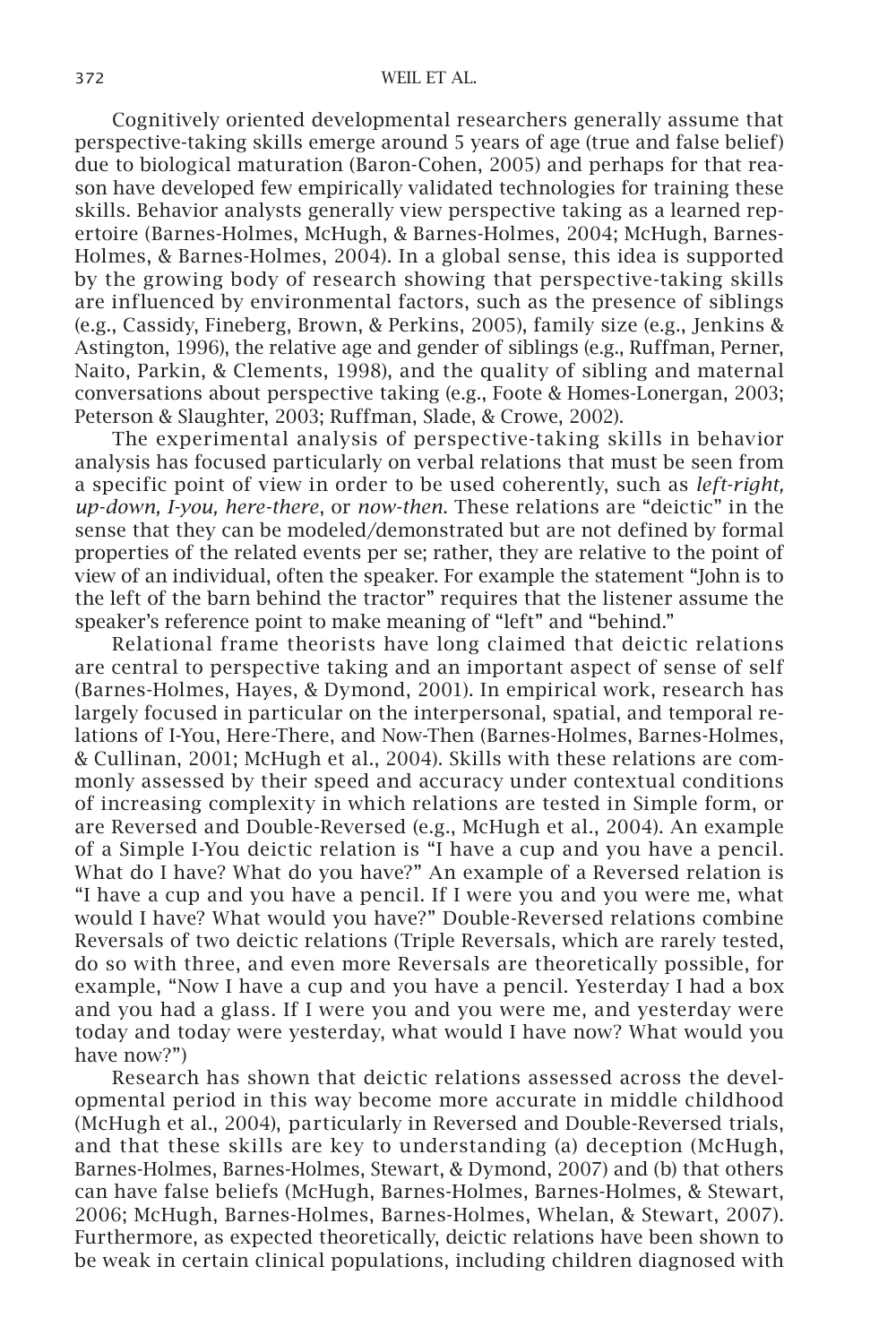Cognitively oriented developmental researchers generally assume that perspective-taking skills emerge around 5 years of age (true and false belief) due to biological maturation (Baron-Cohen, 2005) and perhaps for that reason have developed few empirically validated technologies for training these skills. Behavior analysts generally view perspective taking as a learned repertoire (Barnes-Holmes, McHugh, & Barnes-Holmes, 2004; McHugh, Barnes-Holmes, & Barnes-Holmes, 2004). In a global sense, this idea is supported by the growing body of research showing that perspective-taking skills are influenced by environmental factors, such as the presence of siblings (e.g., Cassidy, Fineberg, Brown, & Perkins, 2005), family size (e.g., Jenkins & Astington, 1996), the relative age and gender of siblings (e.g., Ruffman, Perner, Naito, Parkin, & Clements, 1998), and the quality of sibling and maternal conversations about perspective taking (e.g., Foote & Homes-Lonergan, 2003; Peterson & Slaughter, 2003; Ruffman, Slade, & Crowe, 2002).

The experimental analysis of perspective-taking skills in behavior analysis has focused particularly on verbal relations that must be seen from a specific point of view in order to be used coherently, such as *left-right, up-down, I-you, here-there*, or *now-then*. These relations are "deictic" in the sense that they can be modeled/demonstrated but are not defined by formal properties of the related events per se; rather, they are relative to the point of view of an individual, often the speaker. For example the statement "John is to the left of the barn behind the tractor" requires that the listener assume the speaker's reference point to make meaning of "left" and "behind."

Relational frame theorists have long claimed that deictic relations are central to perspective taking and an important aspect of sense of self (Barnes-Holmes, Hayes, & Dymond, 2001). In empirical work, research has largely focused in particular on the interpersonal, spatial, and temporal relations of I-You, Here-There, and Now-Then (Barnes-Holmes, Barnes-Holmes, & Cullinan, 2001; McHugh et al., 2004). Skills with these relations are commonly assessed by their speed and accuracy under contextual conditions of increasing complexity in which relations are tested in Simple form, or are Reversed and Double-Reversed (e.g., McHugh et al., 2004). An example of a Simple I-You deictic relation is "I have a cup and you have a pencil. What do I have? What do you have?" An example of a Reversed relation is "I have a cup and you have a pencil. If I were you and you were me, what would I have? What would you have?" Double-Reversed relations combine Reversals of two deictic relations (Triple Reversals, which are rarely tested, do so with three, and even more Reversals are theoretically possible, for example, "Now I have a cup and you have a pencil. Yesterday I had a box and you had a glass. If I were you and you were me, and yesterday were today and today were yesterday, what would I have now? What would you have now?")

Research has shown that deictic relations assessed across the developmental period in this way become more accurate in middle childhood (McHugh et al., 2004), particularly in Reversed and Double-Reversed trials, and that these skills are key to understanding (a) deception (McHugh, Barnes-Holmes, Barnes-Holmes, Stewart, & Dymond, 2007) and (b) that others can have false beliefs (McHugh, Barnes-Holmes, Barnes-Holmes, & Stewart, 2006; McHugh, Barnes-Holmes, Barnes-Holmes, Whelan, & Stewart, 2007). Furthermore, as expected theoretically, deictic relations have been shown to be weak in certain clinical populations, including children diagnosed with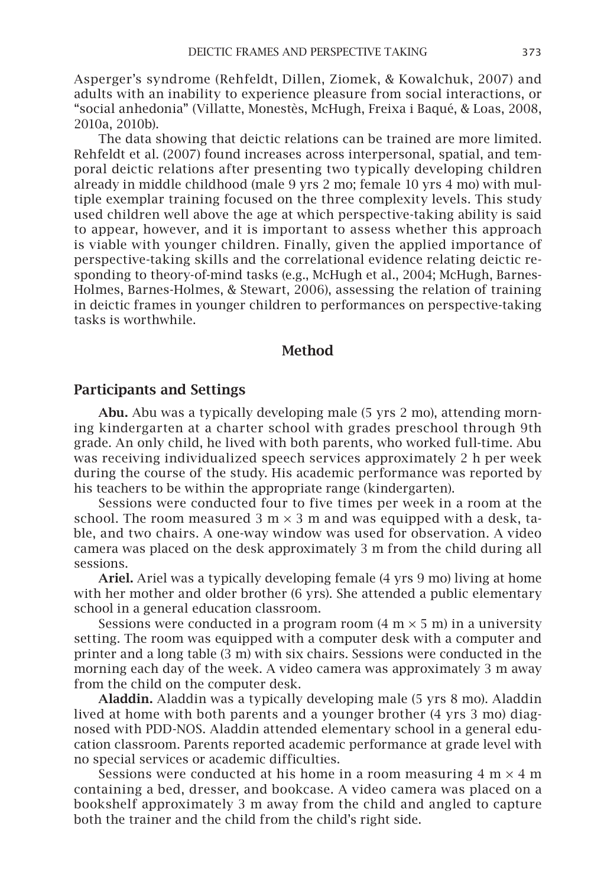Asperger's syndrome (Rehfeldt, Dillen, Ziomek, & Kowalchuk, 2007) and adults with an inability to experience pleasure from social interactions, or "social anhedonia" (Villatte, Monestès, McHugh, Freixa i Baqué, & Loas, 2008, 2010a, 2010b).

The data showing that deictic relations can be trained are more limited. Rehfeldt et al. (2007) found increases across interpersonal, spatial, and temporal deictic relations after presenting two typically developing children already in middle childhood (male 9 yrs 2 mo; female 10 yrs 4 mo) with multiple exemplar training focused on the three complexity levels. This study used children well above the age at which perspective-taking ability is said to appear, however, and it is important to assess whether this approach is viable with younger children. Finally, given the applied importance of perspective-taking skills and the correlational evidence relating deictic responding to theory-of-mind tasks (e.g., McHugh et al., 2004; McHugh, Barnes-Holmes, Barnes-Holmes, & Stewart, 2006), assessing the relation of training in deictic frames in younger children to performances on perspective-taking tasks is worthwhile.

## Method

### Participants and Settings

**Abu.** Abu was a typically developing male (5 yrs 2 mo), attending morning kindergarten at a charter school with grades preschool through 9th grade. An only child, he lived with both parents, who worked full-time. Abu was receiving individualized speech services approximately 2 h per week during the course of the study. His academic performance was reported by his teachers to be within the appropriate range (kindergarten).

Sessions were conducted four to five times per week in a room at the school. The room measured 3 m × 3 m and was equipped with a desk, table, and two chairs. A one-way window was used for observation. A video camera was placed on the desk approximately 3 m from the child during all sessions.

**Ariel.** Ariel was a typically developing female (4 yrs 9 mo) living at home with her mother and older brother (6 yrs). She attended a public elementary school in a general education classroom.

Sessions were conducted in a program room (4 m × 5 m) in a university setting. The room was equipped with a computer desk with a computer and printer and a long table (3 m) with six chairs. Sessions were conducted in the morning each day of the week. A video camera was approximately 3 m away from the child on the computer desk.

**Aladdin.** Aladdin was a typically developing male (5 yrs 8 mo). Aladdin lived at home with both parents and a younger brother (4 yrs 3 mo) diagnosed with PDD-NOS. Aladdin attended elementary school in a general education classroom. Parents reported academic performance at grade level with no special services or academic difficulties.

Sessions were conducted at his home in a room measuring 4 m × 4 m containing a bed, dresser, and bookcase. A video camera was placed on a bookshelf approximately 3 m away from the child and angled to capture both the trainer and the child from the child's right side.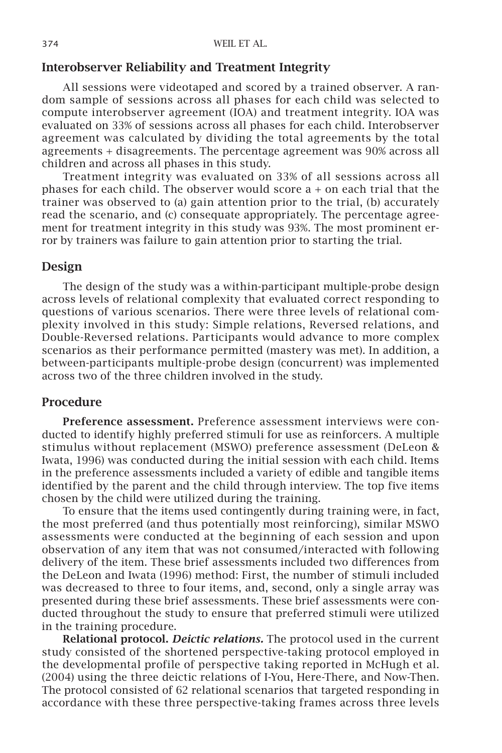## Interobserver Reliability and Treatment Integrity

All sessions were videotaped and scored by a trained observer. A random sample of sessions across all phases for each child was selected to compute interobserver agreement (IOA) and treatment integrity. IOA was evaluated on 33% of sessions across all phases for each child. Interobserver agreement was calculated by dividing the total agreements by the total agreements + disagreements. The percentage agreement was 90% across all children and across all phases in this study.

Treatment integrity was evaluated on 33% of all sessions across all phases for each child. The observer would score a + on each trial that the trainer was observed to (a) gain attention prior to the trial, (b) accurately read the scenario, and (c) consequate appropriately. The percentage agreement for treatment integrity in this study was 93%. The most prominent error by trainers was failure to gain attention prior to starting the trial.

## Design

The design of the study was a within-participant multiple-probe design across levels of relational complexity that evaluated correct responding to questions of various scenarios. There were three levels of relational complexity involved in this study: Simple relations, Reversed relations, and Double-Reversed relations. Participants would advance to more complex scenarios as their performance permitted (mastery was met). In addition, a between-participants multiple-probe design (concurrent) was implemented across two of the three children involved in the study.

## Procedure

**Preference assessment.** Preference assessment interviews were conducted to identify highly preferred stimuli for use as reinforcers. A multiple stimulus without replacement (MSWO) preference assessment (DeLeon & Iwata, 1996) was conducted during the initial session with each child. Items in the preference assessments included a variety of edible and tangible items identified by the parent and the child through interview. The top five items chosen by the child were utilized during the training.

To ensure that the items used contingently during training were, in fact, the most preferred (and thus potentially most reinforcing), similar MSWO assessments were conducted at the beginning of each session and upon observation of any item that was not consumed/interacted with following delivery of the item. These brief assessments included two differences from the DeLeon and Iwata (1996) method: First, the number of stimuli included was decreased to three to four items, and, second, only a single array was presented during these brief assessments. These brief assessments were conducted throughout the study to ensure that preferred stimuli were utilized in the training procedure.

**Relational protocol.** ***Deictic relations.*** The protocol used in the current study consisted of the shortened perspective-taking protocol employed in the developmental profile of perspective taking reported in McHugh et al. (2004) using the three deictic relations of I-You, Here-There, and Now-Then. The protocol consisted of 62 relational scenarios that targeted responding in accordance with these three perspective-taking frames across three levels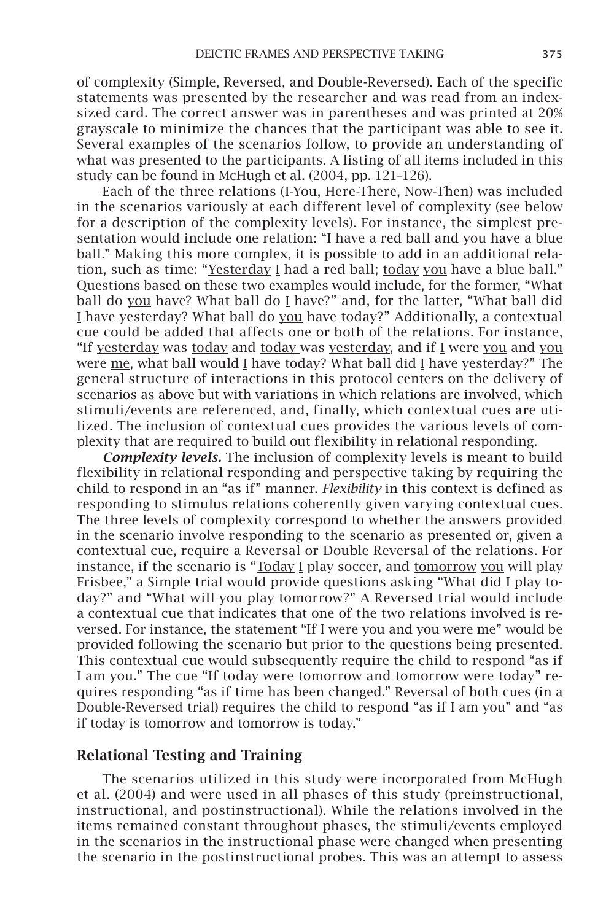of complexity (Simple, Reversed, and Double-Reversed). Each of the specific statements was presented by the researcher and was read from an index-sized card. The correct answer was in parentheses and was printed at 20% grayscale to minimize the chances that the participant was able to see it. Several examples of the scenarios follow, to provide an understanding of what was presented to the participants. A listing of all items included in this study can be found in McHugh et al. (2004, pp. 121–126).

Each of the three relations (I-You, Here-There, Now-Then) was included in the scenarios variously at each different level of complexity (see below for a description of the complexity levels). For instance, the simplest presentation would include one relation: "I have a red ball and you have a blue ball." Making this more complex, it is possible to add in an additional relation, such as time: "Yesterday I had a red ball; today you have a blue ball." Questions based on these two examples would include, for the former, "What ball do you have? What ball do I have?" and, for the latter, "What ball did I have yesterday? What ball do you have today?" Additionally, a contextual cue could be added that affects one or both of the relations. For instance, "If yesterday was today and today was yesterday, and if I were you and you were me, what ball would I have today? What ball did I have yesterday?" The general structure of interactions in this protocol centers on the delivery of scenarios as above but with variations in which relations are involved, which stimuli/events are referenced, and, finally, which contextual cues are utilized. The inclusion of contextual cues provides the various levels of complexity that are required to build out flexibility in relational responding.

***Complexity levels.*** The inclusion of complexity levels is meant to build flexibility in relational responding and perspective taking by requiring the child to respond in an "as if" manner. *Flexibility* in this context is defined as responding to stimulus relations coherently given varying contextual cues. The three levels of complexity correspond to whether the answers provided in the scenario involve responding to the scenario as presented or, given a contextual cue, require a Reversal or Double Reversal of the relations. For instance, if the scenario is "Today I play soccer, and tomorrow you will play Frisbee," a Simple trial would provide questions asking "What did I play today?" and "What will you play tomorrow?" A Reversed trial would include a contextual cue that indicates that one of the two relations involved is reversed. For instance, the statement "If I were you and you were me" would be provided following the scenario but prior to the questions being presented. This contextual cue would subsequently require the child to respond "as if I am you." The cue "If today were tomorrow and tomorrow were today" requires responding "as if time has been changed." Reversal of both cues (in a Double-Reversed trial) requires the child to respond "as if I am you" and "as if today is tomorrow and tomorrow is today."

## Relational Testing and Training

The scenarios utilized in this study were incorporated from McHugh et al. (2004) and were used in all phases of this study (preinstructional, instructional, and postinstructional). While the relations involved in the items remained constant throughout phases, the stimuli/events employed in the scenarios in the instructional phase were changed when presenting the scenario in the postinstructional probes. This was an attempt to assess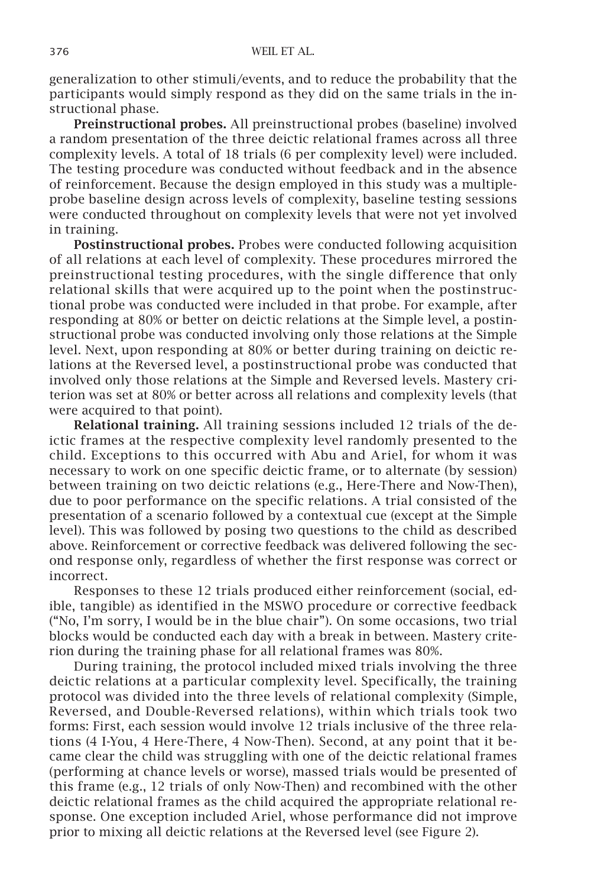generalization to other stimuli/events, and to reduce the probability that the participants would simply respond as they did on the same trials in the instructional phase.

**Preinstructional probes.** All preinstructional probes (baseline) involved a random presentation of the three deictic relational frames across all three complexity levels. A total of 18 trials (6 per complexity level) were included. The testing procedure was conducted without feedback and in the absence of reinforcement. Because the design employed in this study was a multiple-probe baseline design across levels of complexity, baseline testing sessions were conducted throughout on complexity levels that were not yet involved in training.

**Postinstructional probes.** Probes were conducted following acquisition of all relations at each level of complexity. These procedures mirrored the preinstructional testing procedures, with the single difference that only relational skills that were acquired up to the point when the postinstructional probe was conducted were included in that probe. For example, after responding at 80% or better on deictic relations at the Simple level, a postinstructional probe was conducted involving only those relations at the Simple level. Next, upon responding at 80% or better during training on deictic relations at the Reversed level, a postinstructional probe was conducted that involved only those relations at the Simple and Reversed levels. Mastery criterion was set at 80% or better across all relations and complexity levels (that were acquired to that point).

**Relational training.** All training sessions included 12 trials of the deictic frames at the respective complexity level randomly presented to the child. Exceptions to this occurred with Abu and Ariel, for whom it was necessary to work on one specific deictic frame, or to alternate (by session) between training on two deictic relations (e.g., Here-There and Now-Then), due to poor performance on the specific relations. A trial consisted of the presentation of a scenario followed by a contextual cue (except at the Simple level). This was followed by posing two questions to the child as described above. Reinforcement or corrective feedback was delivered following the second response only, regardless of whether the first response was correct or incorrect.

Responses to these 12 trials produced either reinforcement (social, edible, tangible) as identified in the MSWO procedure or corrective feedback ("No, I'm sorry, I would be in the blue chair"). On some occasions, two trial blocks would be conducted each day with a break in between. Mastery criterion during the training phase for all relational frames was 80%.

During training, the protocol included mixed trials involving the three deictic relations at a particular complexity level. Specifically, the training protocol was divided into the three levels of relational complexity (Simple, Reversed, and Double-Reversed relations), within which trials took two forms: First, each session would involve 12 trials inclusive of the three relations (4 I-You, 4 Here-There, 4 Now-Then). Second, at any point that it became clear the child was struggling with one of the deictic relational frames (performing at chance levels or worse), massed trials would be presented of this frame (e.g., 12 trials of only Now-Then) and recombined with the other deictic relational frames as the child acquired the appropriate relational response. One exception included Ariel, whose performance did not improve prior to mixing all deictic relations at the Reversed level (see Figure 2).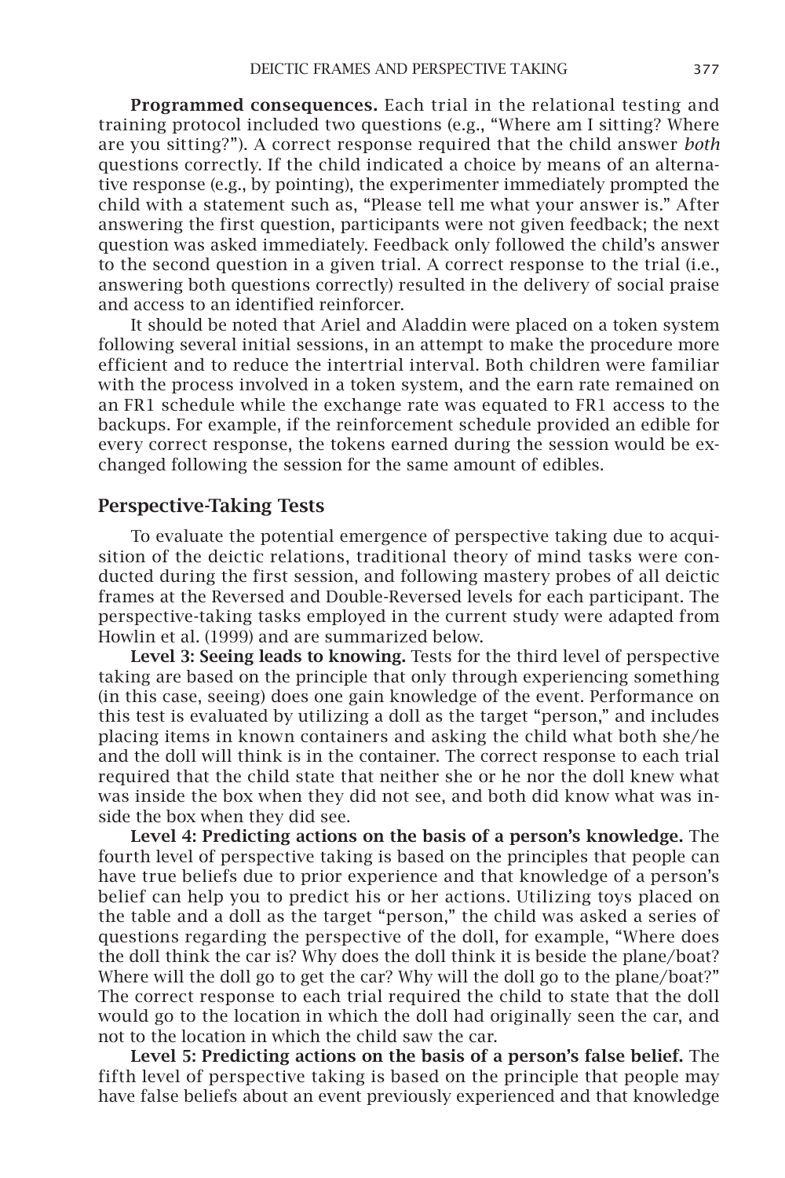**Programmed consequences.** Each trial in the relational testing and training protocol included two questions (e.g., "Where am I sitting? Where are you sitting?"). A correct response required that the child answer *both* questions correctly. If the child indicated a choice by means of an alternative response (e.g., by pointing), the experimenter immediately prompted the child with a statement such as, "Please tell me what your answer is." After answering the first question, participants were not given feedback; the next question was asked immediately. Feedback only followed the child's answer to the second question in a given trial. A correct response to the trial (i.e., answering both questions correctly) resulted in the delivery of social praise and access to an identified reinforcer.

It should be noted that Ariel and Aladdin were placed on a token system following several initial sessions, in an attempt to make the procedure more efficient and to reduce the intertrial interval. Both children were familiar with the process involved in a token system, and the earn rate remained on an FR1 schedule while the exchange rate was equated to FR1 access to the backups. For example, if the reinforcement schedule provided an edible for every correct response, the tokens earned during the session would be exchanged following the session for the same amount of edibles.

## Perspective-Taking Tests

To evaluate the potential emergence of perspective taking due to acquisition of the deictic relations, traditional theory of mind tasks were conducted during the first session, and following mastery probes of all deictic frames at the Reversed and Double-Reversed levels for each participant. The perspective-taking tasks employed in the current study were adapted from Howlin et al. (1999) and are summarized below.

**Level 3: Seeing leads to knowing.** Tests for the third level of perspective taking are based on the principle that only through experiencing something (in this case, seeing) does one gain knowledge of the event. Performance on this test is evaluated by utilizing a doll as the target "person," and includes placing items in known containers and asking the child what both she/he and the doll will think is in the container. The correct response to each trial required that the child state that neither she or he nor the doll knew what was inside the box when they did not see, and both did know what was inside the box when they did see.

**Level 4: Predicting actions on the basis of a person's knowledge.** The fourth level of perspective taking is based on the principles that people can have true beliefs due to prior experience and that knowledge of a person's belief can help you to predict his or her actions. Utilizing toys placed on the table and a doll as the target "person," the child was asked a series of questions regarding the perspective of the doll, for example, "Where does the doll think the car is? Why does the doll think it is beside the plane/boat? Where will the doll go to get the car? Why will the doll go to the plane/boat?" The correct response to each trial required the child to state that the doll would go to the location in which the doll had originally seen the car, and not to the location in which the child saw the car.

**Level 5: Predicting actions on the basis of a person's false belief.** The fifth level of perspective taking is based on the principle that people may have false beliefs about an event previously experienced and that knowledge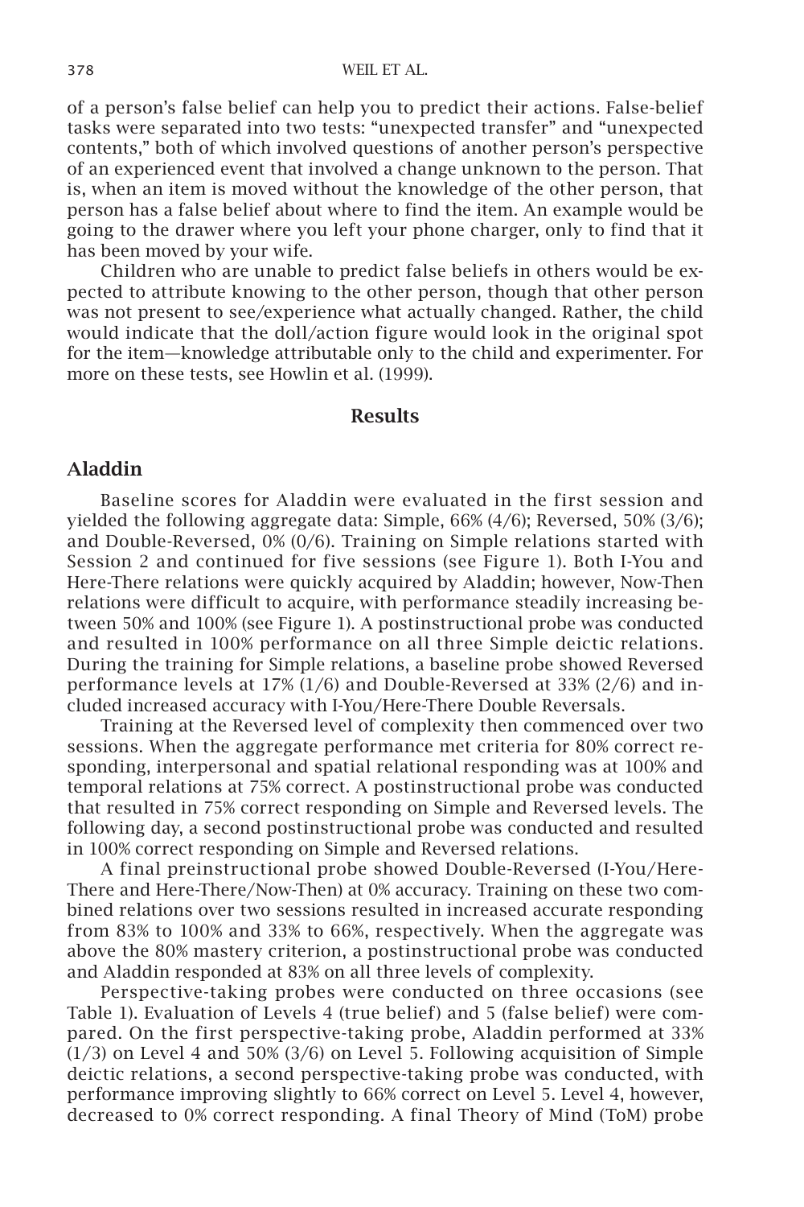of a person's false belief can help you to predict their actions. False-belief tasks were separated into two tests: "unexpected transfer" and "unexpected contents," both of which involved questions of another person's perspective of an experienced event that involved a change unknown to the person. That is, when an item is moved without the knowledge of the other person, that person has a false belief about where to find the item. An example would be going to the drawer where you left your phone charger, only to find that it has been moved by your wife.

Children who are unable to predict false beliefs in others would be expected to attribute knowing to the other person, though that other person was not present to see/experience what actually changed. Rather, the child would indicate that the doll/action figure would look in the original spot for the item—knowledge attributable only to the child and experimenter. For more on these tests, see Howlin et al. (1999).

## Results

### Aladdin

Baseline scores for Aladdin were evaluated in the first session and yielded the following aggregate data: Simple, 66% (4/6); Reversed, 50% (3/6); and Double-Reversed, 0% (0/6). Training on Simple relations started with Session 2 and continued for five sessions (see Figure 1). Both I-You and Here-There relations were quickly acquired by Aladdin; however, Now-Then relations were difficult to acquire, with performance steadily increasing between 50% and 100% (see Figure 1). A postinstructional probe was conducted and resulted in 100% performance on all three Simple deictic relations. During the training for Simple relations, a baseline probe showed Reversed performance levels at 17% (1/6) and Double-Reversed at 33% (2/6) and included increased accuracy with I-You/Here-There Double Reversals.

Training at the Reversed level of complexity then commenced over two sessions. When the aggregate performance met criteria for 80% correct responding, interpersonal and spatial relational responding was at 100% and temporal relations at 75% correct. A postinstructional probe was conducted that resulted in 75% correct responding on Simple and Reversed levels. The following day, a second postinstructional probe was conducted and resulted in 100% correct responding on Simple and Reversed relations.

A final preinstructional probe showed Double-Reversed (I-You/Here-There and Here-There/Now-Then) at 0% accuracy. Training on these two combined relations over two sessions resulted in increased accurate responding from 83% to 100% and 33% to 66%, respectively. When the aggregate was above the 80% mastery criterion, a postinstructional probe was conducted and Aladdin responded at 83% on all three levels of complexity.

Perspective-taking probes were conducted on three occasions (see Table 1). Evaluation of Levels 4 (true belief) and 5 (false belief) were compared. On the first perspective-taking probe, Aladdin performed at 33% (1/3) on Level 4 and 50% (3/6) on Level 5. Following acquisition of Simple deictic relations, a second perspective-taking probe was conducted, with performance improving slightly to 66% correct on Level 5. Level 4, however, decreased to 0% correct responding. A final Theory of Mind (ToM) probe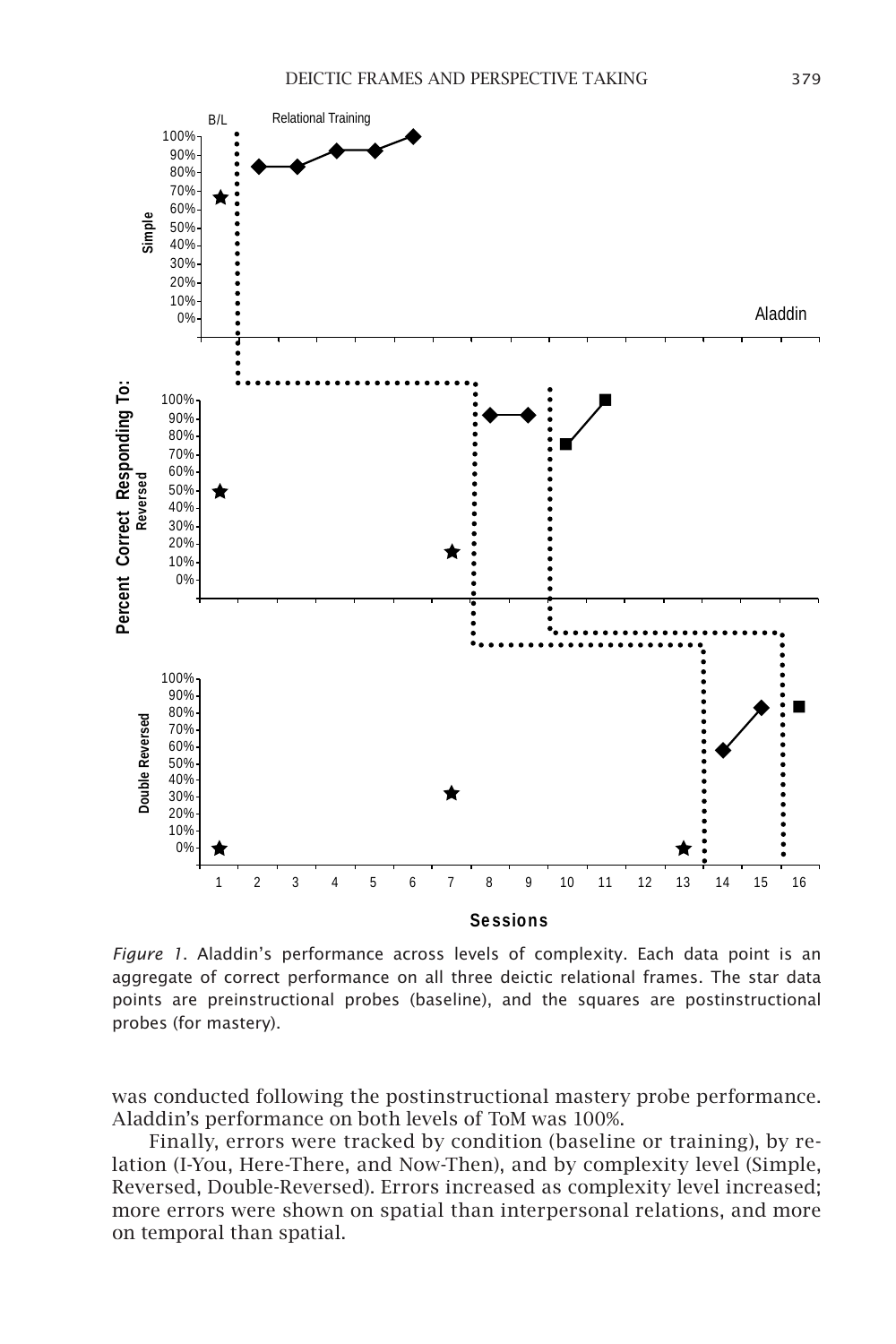*Figure 1*. Aladdin's performance across levels of complexity. Each data point is an aggregate of correct performance on all three deictic relational frames. The star data points are preinstructional probes (baseline), and the squares are postinstructional probes (for mastery).

was conducted following the postinstructional mastery probe performance. Aladdin's performance on both levels of ToM was 100%.

Finally, errors were tracked by condition (baseline or training), by relation (I-You, Here-There, and Now-Then), and by complexity level (Simple, Reversed, Double-Reversed). Errors increased as complexity level increased; more errors were shown on spatial than interpersonal relations, and more on temporal than spatial.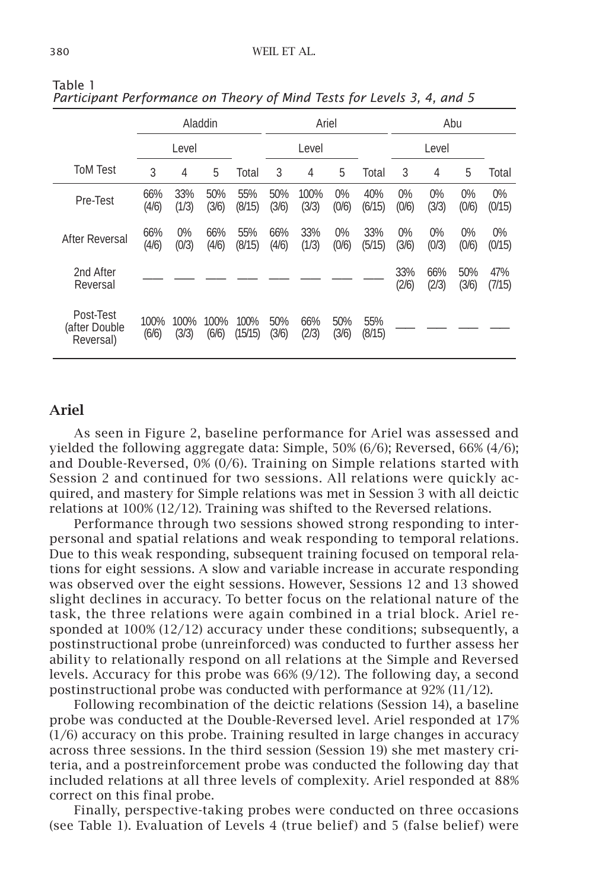Table 1
*Participant Performance on Theory of Mind Tests for Levels 3, 4, and 5*

| ToM Test | Aladdin | | | | Ariel | | | | Abu | | | |
|---|---|---|---|---|---|---|---|---|---|---|---|---|
| | Level | | | | Level | | | | Level | | | |
| | 3 | 4 | 5 | Total | 3 | 4 | 5 | Total | 3 | 4 | 5 | Total |
| Pre-Test | 66% (4/6) | 33% (1/3) | 50% (3/6) | 55% (8/15) | 50% (3/6) | 100% (3/3) | 0% (0/6) | 40% (6/15) | 0% (0/6) | 0% (3/3) | 0% (0/6) | 0% (0/15) |
| After Reversal | 66% (4/6) | 0% (0/3) | 66% (4/6) | 55% (8/15) | 66% (4/6) | 33% (1/3) | 0% (0/6) | 33% (5/15) | 0% (3/6) | 0% (0/3) | 0% (0/6) | 0% (0/15) |
| 2nd After Reversal | ___ | ___ | ___ | ___ | ___ | ___ | ___ | ___ | 33% (2/6) | 66% (2/3) | 50% (3/6) | 47% (7/15) |
| Post-Test (after Double Reversal) | 100% (6/6) | 100% (3/3) | 100% (6/6) | 100% (15/15) | 50% (3/6) | 66% (2/3) | 50% (3/6) | 55% (8/15) | ___ | ___ | ___ | ___ |

## Ariel

As seen in Figure 2, baseline performance for Ariel was assessed and yielded the following aggregate data: Simple, 50% (6/6); Reversed, 66% (4/6); and Double-Reversed, 0% (0/6). Training on Simple relations started with Session 2 and continued for two sessions. All relations were quickly acquired, and mastery for Simple relations was met in Session 3 with all deictic relations at 100% (12/12). Training was shifted to the Reversed relations.

Performance through two sessions showed strong responding to interpersonal and spatial relations and weak responding to temporal relations. Due to this weak responding, subsequent training focused on temporal relations for eight sessions. A slow and variable increase in accurate responding was observed over the eight sessions. However, Sessions 12 and 13 showed slight declines in accuracy. To better focus on the relational nature of the task, the three relations were again combined in a trial block. Ariel responded at 100% (12/12) accuracy under these conditions; subsequently, a postinstructional probe (unreinforced) was conducted to further assess her ability to relationally respond on all relations at the Simple and Reversed levels. Accuracy for this probe was 66% (9/12). The following day, a second postinstructional probe was conducted with performance at 92% (11/12).

Following recombination of the deictic relations (Session 14), a baseline probe was conducted at the Double-Reversed level. Ariel responded at 17% (1/6) accuracy on this probe. Training resulted in large changes in accuracy across three sessions. In the third session (Session 19) she met mastery criteria, and a postreinforcement probe was conducted the following day that included relations at all three levels of complexity. Ariel responded at 88% correct on this final probe.

Finally, perspective-taking probes were conducted on three occasions (see Table 1). Evaluation of Levels 4 (true belief) and 5 (false belief) were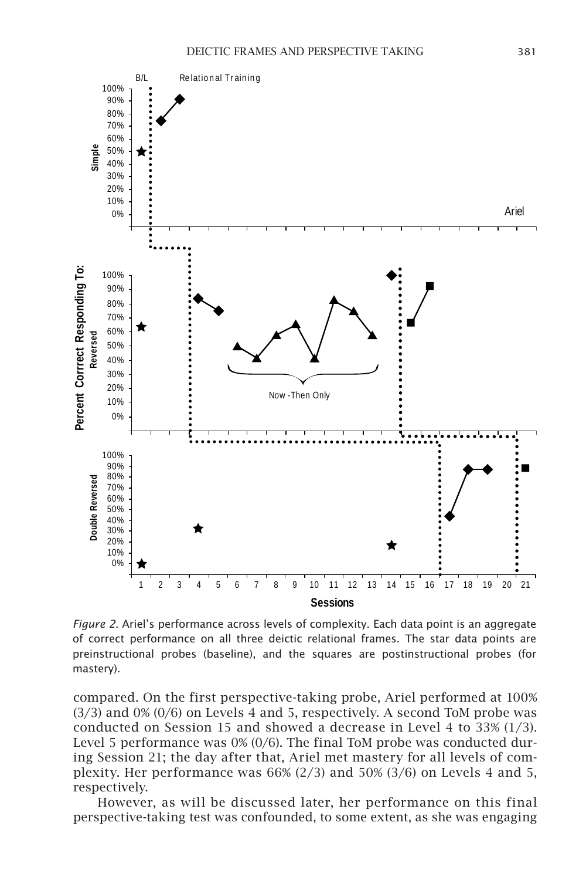*Figure 2*. Ariel's performance across levels of complexity. Each data point is an aggregate of correct performance on all three deictic relational frames. The star data points are preinstructional probes (baseline), and the squares are postinstructional probes (for mastery).

compared. On the first perspective-taking probe, Ariel performed at 100% (3/3) and 0% (0/6) on Levels 4 and 5, respectively. A second ToM probe was conducted on Session 15 and showed a decrease in Level 4 to 33% (1/3). Level 5 performance was 0% (0/6). The final ToM probe was conducted during Session 21; the day after that, Ariel met mastery for all levels of complexity. Her performance was 66% (2/3) and 50% (3/6) on Levels 4 and 5, respectively.

However, as will be discussed later, her performance on this final perspective-taking test was confounded, to some extent, as she was engaging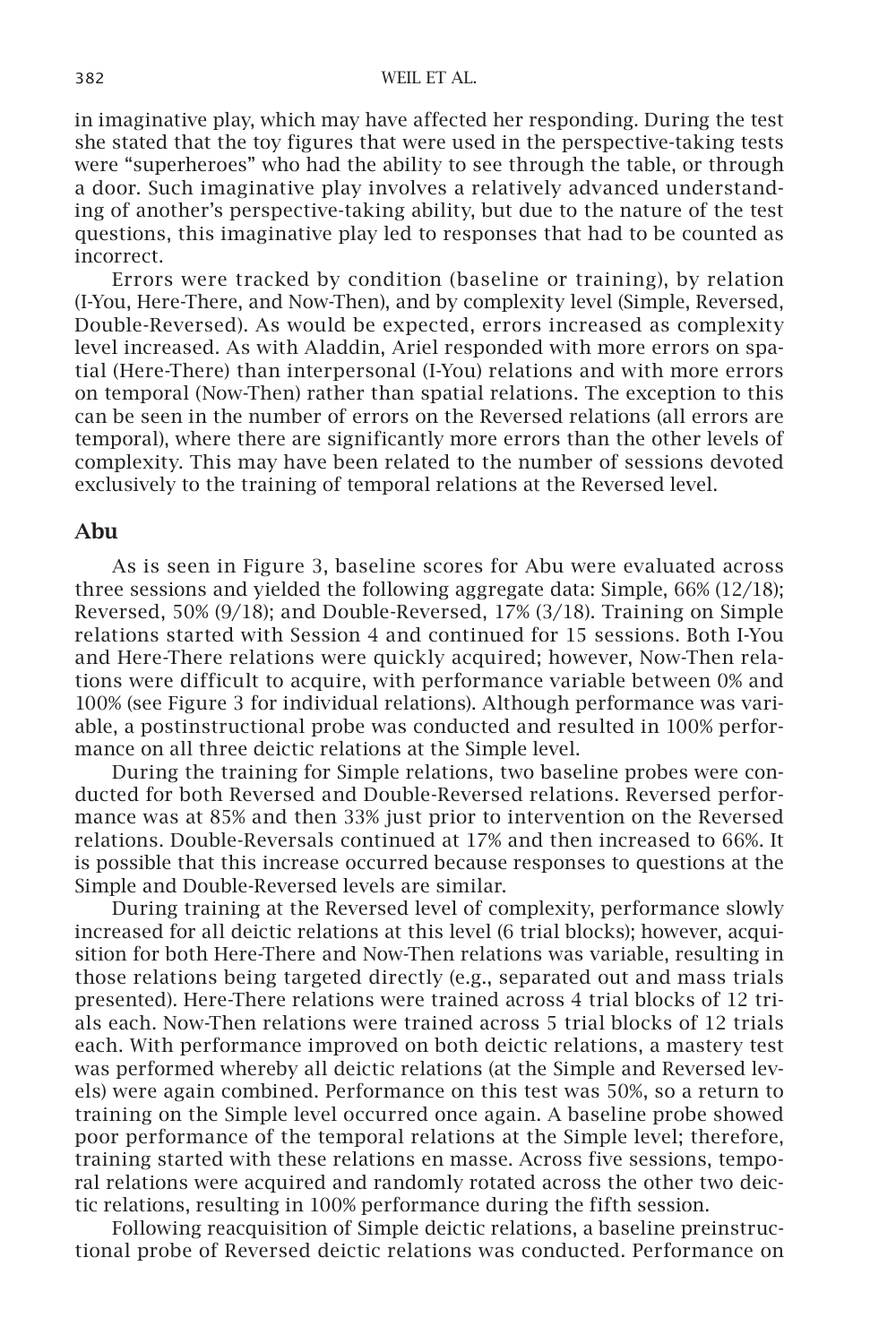in imaginative play, which may have affected her responding. During the test she stated that the toy figures that were used in the perspective-taking tests were "superheroes" who had the ability to see through the table, or through a door. Such imaginative play involves a relatively advanced understanding of another's perspective-taking ability, but due to the nature of the test questions, this imaginative play led to responses that had to be counted as incorrect.

Errors were tracked by condition (baseline or training), by relation (I-You, Here-There, and Now-Then), and by complexity level (Simple, Reversed, Double-Reversed). As would be expected, errors increased as complexity level increased. As with Aladdin, Ariel responded with more errors on spatial (Here-There) than interpersonal (I-You) relations and with more errors on temporal (Now-Then) rather than spatial relations. The exception to this can be seen in the number of errors on the Reversed relations (all errors are temporal), where there are significantly more errors than the other levels of complexity. This may have been related to the number of sessions devoted exclusively to the training of temporal relations at the Reversed level.

## Abu

As is seen in Figure 3, baseline scores for Abu were evaluated across three sessions and yielded the following aggregate data: Simple, 66% (12/18); Reversed, 50% (9/18); and Double-Reversed, 17% (3/18). Training on Simple relations started with Session 4 and continued for 15 sessions. Both I-You and Here-There relations were quickly acquired; however, Now-Then relations were difficult to acquire, with performance variable between 0% and 100% (see Figure 3 for individual relations). Although performance was variable, a postinstructional probe was conducted and resulted in 100% performance on all three deictic relations at the Simple level.

During the training for Simple relations, two baseline probes were conducted for both Reversed and Double-Reversed relations. Reversed performance was at 85% and then 33% just prior to intervention on the Reversed relations. Double-Reversals continued at 17% and then increased to 66%. It is possible that this increase occurred because responses to questions at the Simple and Double-Reversed levels are similar.

During training at the Reversed level of complexity, performance slowly increased for all deictic relations at this level (6 trial blocks); however, acquisition for both Here-There and Now-Then relations was variable, resulting in those relations being targeted directly (e.g., separated out and mass trials presented). Here-There relations were trained across 4 trial blocks of 12 trials each. Now-Then relations were trained across 5 trial blocks of 12 trials each. With performance improved on both deictic relations, a mastery test was performed whereby all deictic relations (at the Simple and Reversed levels) were again combined. Performance on this test was 50%, so a return to training on the Simple level occurred once again. A baseline probe showed poor performance of the temporal relations at the Simple level; therefore, training started with these relations en masse. Across five sessions, temporal relations were acquired and randomly rotated across the other two deictic relations, resulting in 100% performance during the fifth session.

Following reacquisition of Simple deictic relations, a baseline preinstructional probe of Reversed deictic relations was conducted. Performance on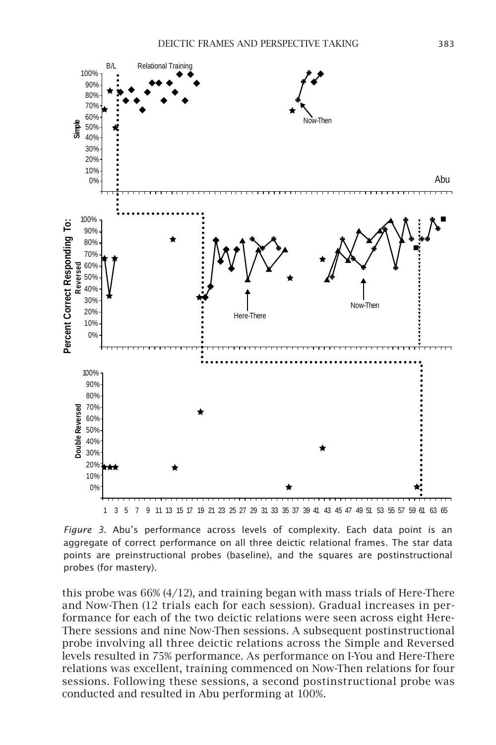*Figure 3.* Abu's performance across levels of complexity. Each data point is an aggregate of correct performance on all three deictic relational frames. The star data points are preinstructional probes (baseline), and the squares are postinstructional probes (for mastery).

this probe was 66% (4/12), and training began with mass trials of Here-There and Now-Then (12 trials each for each session). Gradual increases in performance for each of the two deictic relations were seen across eight Here-There sessions and nine Now-Then sessions. A subsequent postinstructional probe involving all three deictic relations across the Simple and Reversed levels resulted in 75% performance. As performance on I-You and Here-There relations was excellent, training commenced on Now-Then relations for four sessions. Following these sessions, a second postinstructional probe was conducted and resulted in Abu performing at 100%.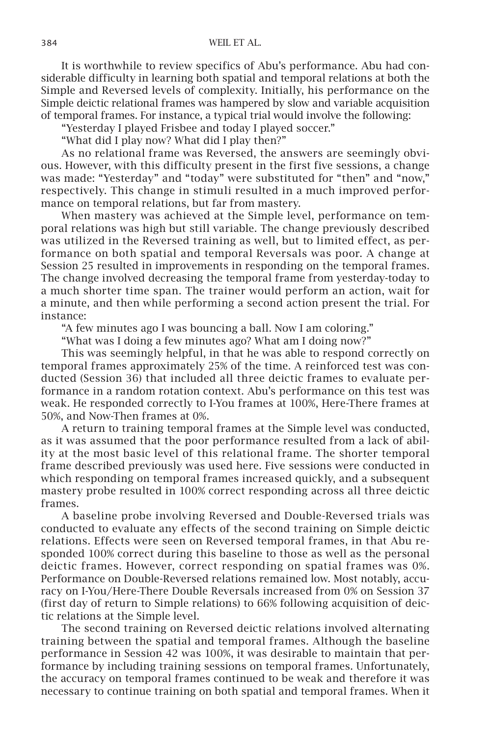It is worthwhile to review specifics of Abu's performance. Abu had considerable difficulty in learning both spatial and temporal relations at both the Simple and Reversed levels of complexity. Initially, his performance on the Simple deictic relational frames was hampered by slow and variable acquisition of temporal frames. For instance, a typical trial would involve the following:

"Yesterday I played Frisbee and today I played soccer."

"What did I play now? What did I play then?"

As no relational frame was Reversed, the answers are seemingly obvious. However, with this difficulty present in the first five sessions, a change was made: "Yesterday" and "today" were substituted for "then" and "now," respectively. This change in stimuli resulted in a much improved performance on temporal relations, but far from mastery.

When mastery was achieved at the Simple level, performance on temporal relations was high but still variable. The change previously described was utilized in the Reversed training as well, but to limited effect, as performance on both spatial and temporal Reversals was poor. A change at Session 25 resulted in improvements in responding on the temporal frames. The change involved decreasing the temporal frame from yesterday-today to a much shorter time span. The trainer would perform an action, wait for a minute, and then while performing a second action present the trial. For instance:

"A few minutes ago I was bouncing a ball. Now I am coloring."

"What was I doing a few minutes ago? What am I doing now?"

This was seemingly helpful, in that he was able to respond correctly on temporal frames approximately 25% of the time. A reinforced test was conducted (Session 36) that included all three deictic frames to evaluate performance in a random rotation context. Abu's performance on this test was weak. He responded correctly to I-You frames at 100%, Here-There frames at 50%, and Now-Then frames at 0%.

A return to training temporal frames at the Simple level was conducted, as it was assumed that the poor performance resulted from a lack of ability at the most basic level of this relational frame. The shorter temporal frame described previously was used here. Five sessions were conducted in which responding on temporal frames increased quickly, and a subsequent mastery probe resulted in 100% correct responding across all three deictic frames.

A baseline probe involving Reversed and Double-Reversed trials was conducted to evaluate any effects of the second training on Simple deictic relations. Effects were seen on Reversed temporal frames, in that Abu responded 100% correct during this baseline to those as well as the personal deictic frames. However, correct responding on spatial frames was 0%. Performance on Double-Reversed relations remained low. Most notably, accuracy on I-You/Here-There Double Reversals increased from 0% on Session 37 (first day of return to Simple relations) to 66% following acquisition of deictic relations at the Simple level.

The second training on Reversed deictic relations involved alternating training between the spatial and temporal frames. Although the baseline performance in Session 42 was 100%, it was desirable to maintain that performance by including training sessions on temporal frames. Unfortunately, the accuracy on temporal frames continued to be weak and therefore it was necessary to continue training on both spatial and temporal frames. When it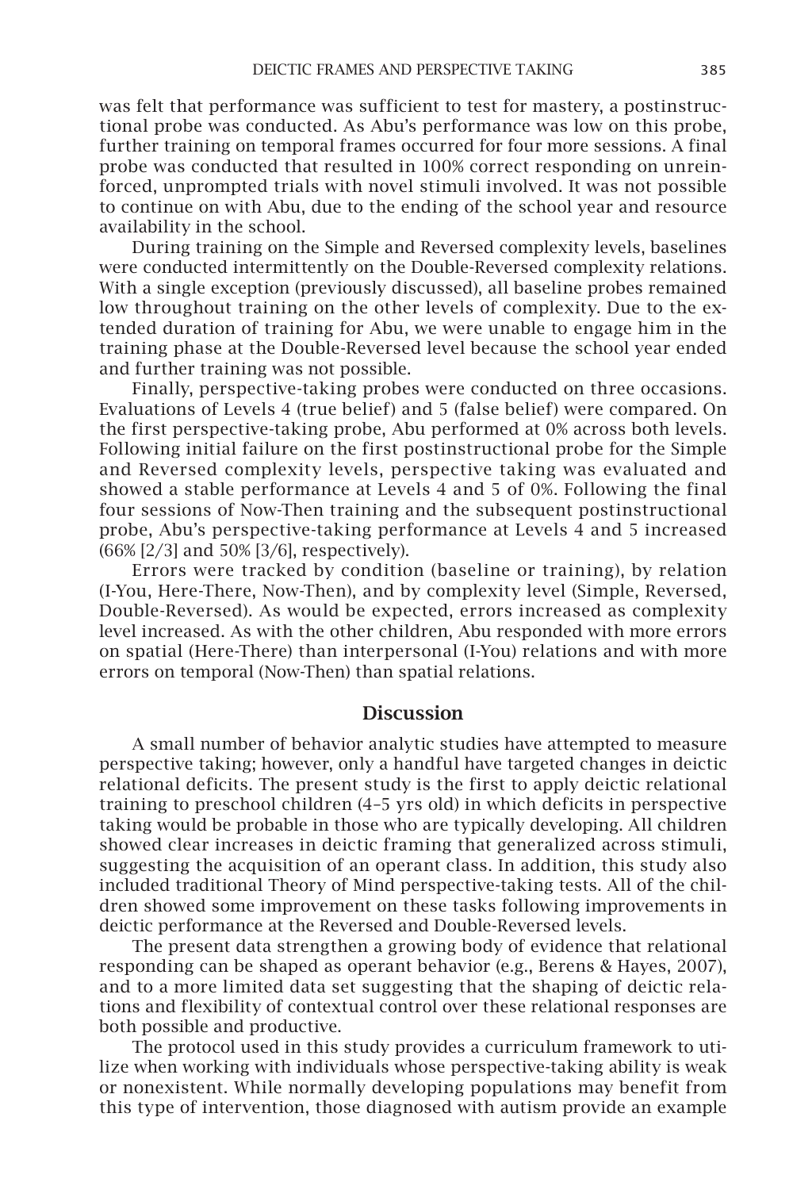was felt that performance was sufficient to test for mastery, a postinstructional probe was conducted. As Abu's performance was low on this probe, further training on temporal frames occurred for four more sessions. A final probe was conducted that resulted in 100% correct responding on unreinforced, unprompted trials with novel stimuli involved. It was not possible to continue on with Abu, due to the ending of the school year and resource availability in the school.

During training on the Simple and Reversed complexity levels, baselines were conducted intermittently on the Double-Reversed complexity relations. With a single exception (previously discussed), all baseline probes remained low throughout training on the other levels of complexity. Due to the extended duration of training for Abu, we were unable to engage him in the training phase at the Double-Reversed level because the school year ended and further training was not possible.

Finally, perspective-taking probes were conducted on three occasions. Evaluations of Levels 4 (true belief) and 5 (false belief) were compared. On the first perspective-taking probe, Abu performed at 0% across both levels. Following initial failure on the first postinstructional probe for the Simple and Reversed complexity levels, perspective taking was evaluated and showed a stable performance at Levels 4 and 5 of 0%. Following the final four sessions of Now-Then training and the subsequent postinstructional probe, Abu's perspective-taking performance at Levels 4 and 5 increased (66% [2/3] and 50% [3/6], respectively).

Errors were tracked by condition (baseline or training), by relation (I-You, Here-There, Now-Then), and by complexity level (Simple, Reversed, Double-Reversed). As would be expected, errors increased as complexity level increased. As with the other children, Abu responded with more errors on spatial (Here-There) than interpersonal (I-You) relations and with more errors on temporal (Now-Then) than spatial relations.

## Discussion

A small number of behavior analytic studies have attempted to measure perspective taking; however, only a handful have targeted changes in deictic relational deficits. The present study is the first to apply deictic relational training to preschool children (4–5 yrs old) in which deficits in perspective taking would be probable in those who are typically developing. All children showed clear increases in deictic framing that generalized across stimuli, suggesting the acquisition of an operant class. In addition, this study also included traditional Theory of Mind perspective-taking tests. All of the children showed some improvement on these tasks following improvements in deictic performance at the Reversed and Double-Reversed levels.

The present data strengthen a growing body of evidence that relational responding can be shaped as operant behavior (e.g., Berens & Hayes, 2007), and to a more limited data set suggesting that the shaping of deictic relations and flexibility of contextual control over these relational responses are both possible and productive.

The protocol used in this study provides a curriculum framework to utilize when working with individuals whose perspective-taking ability is weak or nonexistent. While normally developing populations may benefit from this type of intervention, those diagnosed with autism provide an example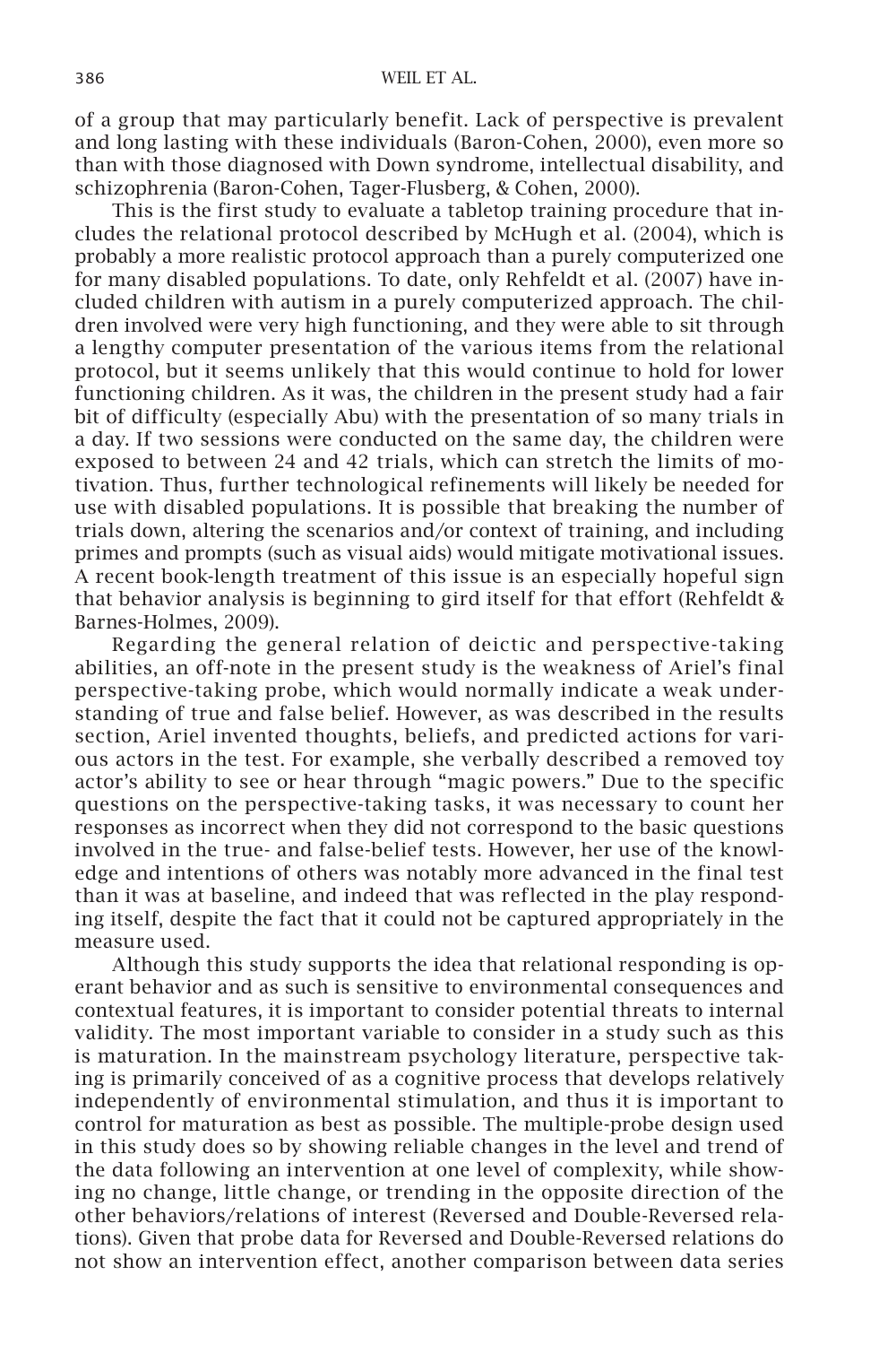of a group that may particularly benefit. Lack of perspective is prevalent and long lasting with these individuals (Baron-Cohen, 2000), even more so than with those diagnosed with Down syndrome, intellectual disability, and schizophrenia (Baron-Cohen, Tager-Flusberg, & Cohen, 2000).

This is the first study to evaluate a tabletop training procedure that includes the relational protocol described by McHugh et al. (2004), which is probably a more realistic protocol approach than a purely computerized one for many disabled populations. To date, only Rehfeldt et al. (2007) have included children with autism in a purely computerized approach. The children involved were very high functioning, and they were able to sit through a lengthy computer presentation of the various items from the relational protocol, but it seems unlikely that this would continue to hold for lower functioning children. As it was, the children in the present study had a fair bit of difficulty (especially Abu) with the presentation of so many trials in a day. If two sessions were conducted on the same day, the children were exposed to between 24 and 42 trials, which can stretch the limits of motivation. Thus, further technological refinements will likely be needed for use with disabled populations. It is possible that breaking the number of trials down, altering the scenarios and/or context of training, and including primes and prompts (such as visual aids) would mitigate motivational issues. A recent book-length treatment of this issue is an especially hopeful sign that behavior analysis is beginning to gird itself for that effort (Rehfeldt & Barnes-Holmes, 2009).

Regarding the general relation of deictic and perspective-taking abilities, an off-note in the present study is the weakness of Ariel's final perspective-taking probe, which would normally indicate a weak understanding of true and false belief. However, as was described in the results section, Ariel invented thoughts, beliefs, and predicted actions for various actors in the test. For example, she verbally described a removed toy actor's ability to see or hear through "magic powers." Due to the specific questions on the perspective-taking tasks, it was necessary to count her responses as incorrect when they did not correspond to the basic questions involved in the true- and false-belief tests. However, her use of the knowledge and intentions of others was notably more advanced in the final test than it was at baseline, and indeed that was reflected in the play responding itself, despite the fact that it could not be captured appropriately in the measure used.

Although this study supports the idea that relational responding is operant behavior and as such is sensitive to environmental consequences and contextual features, it is important to consider potential threats to internal validity. The most important variable to consider in a study such as this is maturation. In the mainstream psychology literature, perspective taking is primarily conceived of as a cognitive process that develops relatively independently of environmental stimulation, and thus it is important to control for maturation as best as possible. The multiple-probe design used in this study does so by showing reliable changes in the level and trend of the data following an intervention at one level of complexity, while showing no change, little change, or trending in the opposite direction of the other behaviors/relations of interest (Reversed and Double-Reversed relations). Given that probe data for Reversed and Double-Reversed relations do not show an intervention effect, another comparison between data series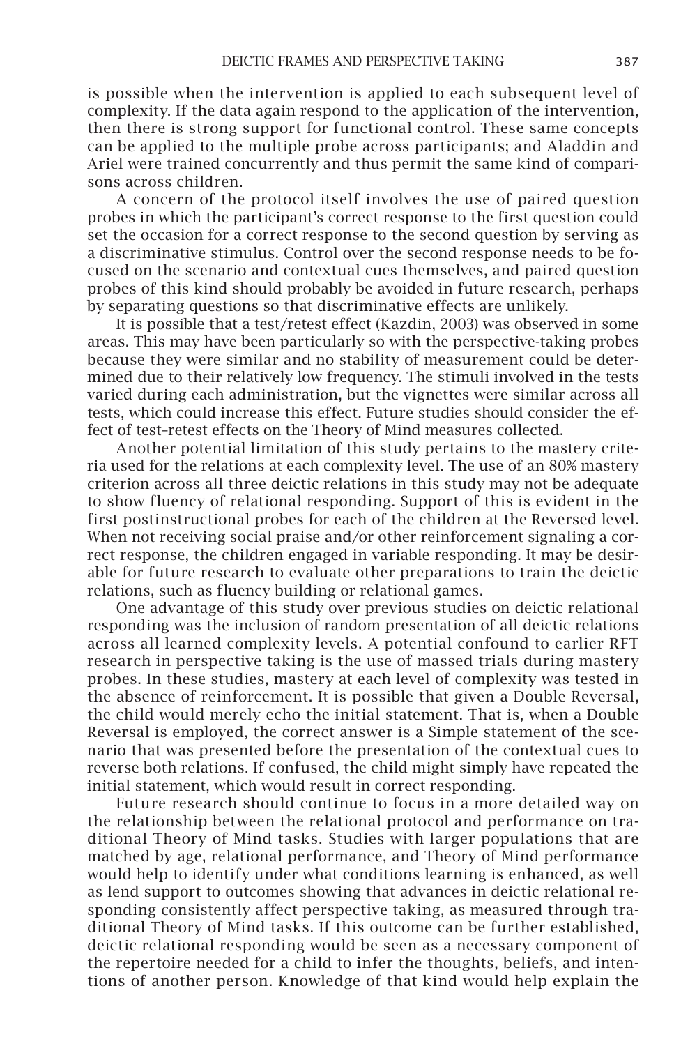is possible when the intervention is applied to each subsequent level of complexity. If the data again respond to the application of the intervention, then there is strong support for functional control. These same concepts can be applied to the multiple probe across participants; and Aladdin and Ariel were trained concurrently and thus permit the same kind of comparisons across children.

A concern of the protocol itself involves the use of paired question probes in which the participant's correct response to the first question could set the occasion for a correct response to the second question by serving as a discriminative stimulus. Control over the second response needs to be focused on the scenario and contextual cues themselves, and paired question probes of this kind should probably be avoided in future research, perhaps by separating questions so that discriminative effects are unlikely.

It is possible that a test/retest effect (Kazdin, 2003) was observed in some areas. This may have been particularly so with the perspective-taking probes because they were similar and no stability of measurement could be determined due to their relatively low frequency. The stimuli involved in the tests varied during each administration, but the vignettes were similar across all tests, which could increase this effect. Future studies should consider the effect of test–retest effects on the Theory of Mind measures collected.

Another potential limitation of this study pertains to the mastery criteria used for the relations at each complexity level. The use of an 80% mastery criterion across all three deictic relations in this study may not be adequate to show fluency of relational responding. Support of this is evident in the first postinstructional probes for each of the children at the Reversed level. When not receiving social praise and/or other reinforcement signaling a correct response, the children engaged in variable responding. It may be desirable for future research to evaluate other preparations to train the deictic relations, such as fluency building or relational games.

One advantage of this study over previous studies on deictic relational responding was the inclusion of random presentation of all deictic relations across all learned complexity levels. A potential confound to earlier RFT research in perspective taking is the use of massed trials during mastery probes. In these studies, mastery at each level of complexity was tested in the absence of reinforcement. It is possible that given a Double Reversal, the child would merely echo the initial statement. That is, when a Double Reversal is employed, the correct answer is a Simple statement of the scenario that was presented before the presentation of the contextual cues to reverse both relations. If confused, the child might simply have repeated the initial statement, which would result in correct responding.

Future research should continue to focus in a more detailed way on the relationship between the relational protocol and performance on traditional Theory of Mind tasks. Studies with larger populations that are matched by age, relational performance, and Theory of Mind performance would help to identify under what conditions learning is enhanced, as well as lend support to outcomes showing that advances in deictic relational responding consistently affect perspective taking, as measured through traditional Theory of Mind tasks. If this outcome can be further established, deictic relational responding would be seen as a necessary component of the repertoire needed for a child to infer the thoughts, beliefs, and intentions of another person. Knowledge of that kind would help explain the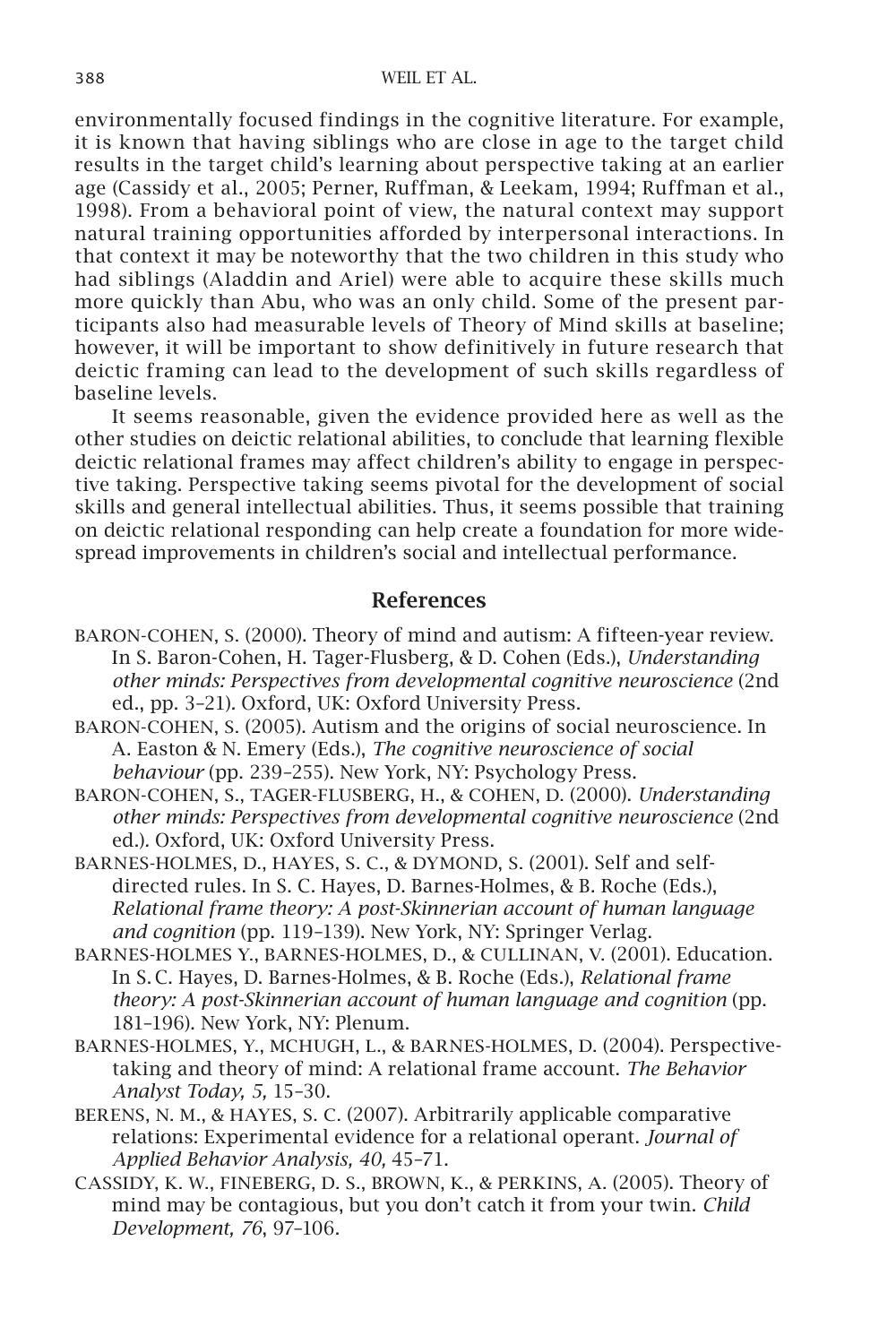environmentally focused findings in the cognitive literature. For example, it is known that having siblings who are close in age to the target child results in the target child's learning about perspective taking at an earlier age (Cassidy et al., 2005; Perner, Ruffman, & Leekam, 1994; Ruffman et al., 1998). From a behavioral point of view, the natural context may support natural training opportunities afforded by interpersonal interactions. In that context it may be noteworthy that the two children in this study who had siblings (Aladdin and Ariel) were able to acquire these skills much more quickly than Abu, who was an only child. Some of the present participants also had measurable levels of Theory of Mind skills at baseline; however, it will be important to show definitively in future research that deictic framing can lead to the development of such skills regardless of baseline levels.

It seems reasonable, given the evidence provided here as well as the other studies on deictic relational abilities, to conclude that learning flexible deictic relational frames may affect children's ability to engage in perspective taking. Perspective taking seems pivotal for the development of social skills and general intellectual abilities. Thus, it seems possible that training on deictic relational responding can help create a foundation for more widespread improvements in children's social and intellectual performance.

## References

BARON-COHEN, S. (2000). Theory of mind and autism: A fifteen-year review. In S. Baron-Cohen, H. Tager-Flusberg, & D. Cohen (Eds.), *Understanding other minds: Perspectives from developmental cognitive neuroscience* (2nd ed., pp. 3–21). Oxford, UK: Oxford University Press.

BARON-COHEN, S. (2005). Autism and the origins of social neuroscience. In A. Easton & N. Emery (Eds.), *The cognitive neuroscience of social behaviour* (pp. 239–255). New York, NY: Psychology Press.

BARON-COHEN, S., TAGER-FLUSBERG, H., & COHEN, D. (2000). *Understanding other minds: Perspectives from developmental cognitive neuroscience* (2nd ed.). Oxford, UK: Oxford University Press.

BARNES-HOLMES, D., HAYES, S. C., & DYMOND, S. (2001). Self and self-directed rules. In S. C. Hayes, D. Barnes-Holmes, & B. Roche (Eds.), *Relational frame theory: A post-Skinnerian account of human language and cognition* (pp. 119–139). New York, NY: Springer Verlag.

BARNES-HOLMES Y., BARNES-HOLMES, D., & CULLINAN, V. (2001). Education. In S. C. Hayes, D. Barnes-Holmes, & B. Roche (Eds.), *Relational frame theory: A post-Skinnerian account of human language and cognition* (pp. 181–196). New York, NY: Plenum.

BARNES-HOLMES, Y., MCHUGH, L., & BARNES-HOLMES, D. (2004). Perspective-taking and theory of mind: A relational frame account. *The Behavior Analyst Today, 5,* 15–30.

BERENS, N. M., & HAYES, S. C. (2007). Arbitrarily applicable comparative relations: Experimental evidence for a relational operant. *Journal of Applied Behavior Analysis, 40,* 45–71.

CASSIDY, K. W., FINEBERG, D. S., BROWN, K., & PERKINS, A. (2005). Theory of mind may be contagious, but you don't catch it from your twin. *Child Development, 76*, 97–106.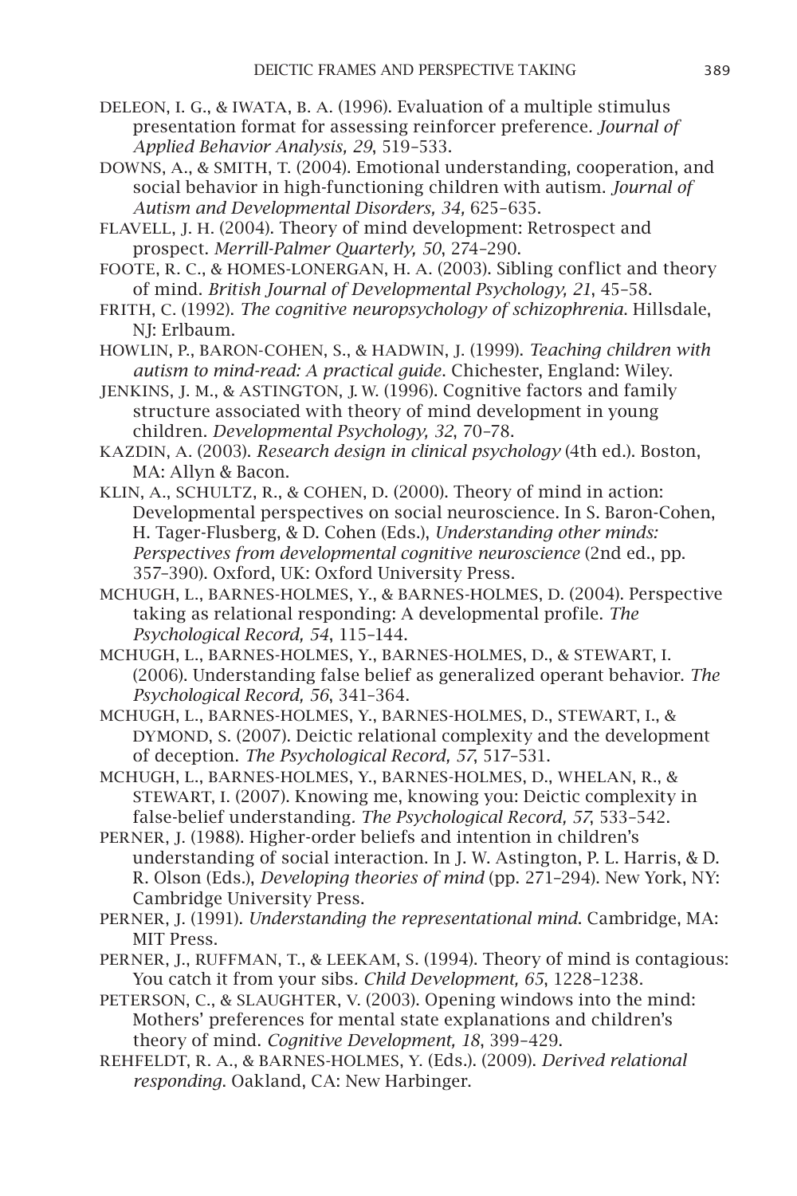DELEON, I. G., & IWATA, B. A. (1996). Evaluation of a multiple stimulus presentation format for assessing reinforcer preference. *Journal of Applied Behavior Analysis, 29*, 519–533.

DOWNS, A., & SMITH, T. (2004). Emotional understanding, cooperation, and social behavior in high-functioning children with autism. *Journal of Autism and Developmental Disorders, 34,* 625–635.

FLAVELL, J. H. (2004). Theory of mind development: Retrospect and prospect. *Merrill-Palmer Quarterly, 50*, 274–290.

FOOTE, R. C., & HOMES-LONERGAN, H. A. (2003). Sibling conflict and theory of mind. *British Journal of Developmental Psychology, 21*, 45–58.

FRITH, C. (1992). *The cognitive neuropsychology of schizophrenia*. Hillsdale, NJ: Erlbaum.

HOWLIN, P., BARON-COHEN, S., & HADWIN, J. (1999). *Teaching children with autism to mind-read: A practical guide*. Chichester, England: Wiley.

JENKINS, J. M., & ASTINGTON, J. W. (1996). Cognitive factors and family structure associated with theory of mind development in young children. *Developmental Psychology, 32*, 70–78.

KAZDIN, A. (2003). *Research design in clinical psychology* (4th ed.). Boston, MA: Allyn & Bacon.

KLIN, A., SCHULTZ, R., & COHEN, D. (2000). Theory of mind in action: Developmental perspectives on social neuroscience. In S. Baron-Cohen, H. Tager-Flusberg, & D. Cohen (Eds.), *Understanding other minds: Perspectives from developmental cognitive neuroscience* (2nd ed., pp. 357–390). Oxford, UK: Oxford University Press.

MCHUGH, L., BARNES-HOLMES, Y., & BARNES-HOLMES, D. (2004). Perspective taking as relational responding: A developmental profile. *The Psychological Record, 54*, 115–144.

MCHUGH, L., BARNES-HOLMES, Y., BARNES-HOLMES, D., & STEWART, I. (2006). Understanding false belief as generalized operant behavior. *The Psychological Record, 56*, 341–364.

MCHUGH, L., BARNES-HOLMES, Y., BARNES-HOLMES, D., STEWART, I., & DYMOND, S. (2007). Deictic relational complexity and the development of deception. *The Psychological Record, 57*, 517–531.

MCHUGH, L., BARNES-HOLMES, Y., BARNES-HOLMES, D., WHELAN, R., & STEWART, I. (2007). Knowing me, knowing you: Deictic complexity in false-belief understanding. *The Psychological Record, 57,* 533–542.

PERNER, J. (1988). Higher-order beliefs and intention in children's understanding of social interaction. In J. W. Astington, P. L. Harris, & D. R. Olson (Eds.), *Developing theories of mind* (pp. 271–294). New York, NY: Cambridge University Press.

PERNER, J. (1991). *Understanding the representational mind*. Cambridge, MA: MIT Press.

PERNER, J., RUFFMAN, T., & LEEKAM, S. (1994). Theory of mind is contagious: You catch it from your sibs. *Child Development, 65*, 1228–1238.

PETERSON, C., & SLAUGHTER, V. (2003). Opening windows into the mind: Mothers' preferences for mental state explanations and children's theory of mind. *Cognitive Development, 18*, 399–429.

REHFELDT, R. A., & BARNES-HOLMES, Y. (Eds.). (2009). *Derived relational responding*. Oakland, CA: New Harbinger.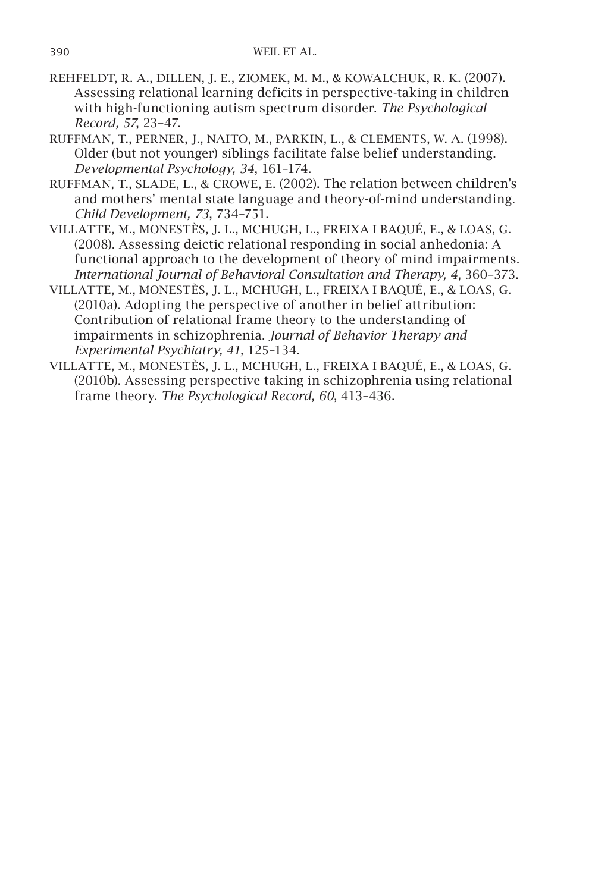Rehfeldt, R. A., Dillen, J. E., Ziomek, M. M., & Kowalchuk, R. K. (2007). Assessing relational learning deficits in perspective-taking in children with high-functioning autism spectrum disorder. *The Psychological Record, 57*, 23–47.

Ruffman, T., Perner, J., Naito, M., Parkin, L., & Clements, W. A. (1998). Older (but not younger) siblings facilitate false belief understanding. *Developmental Psychology, 34*, 161–174.

Ruffman, T., Slade, L., & Crowe, E. (2002). The relation between children's and mothers' mental state language and theory-of-mind understanding. *Child Development, 73*, 734–751.

Villatte, M., Monestès, J. L., McHugh, L., Freixa i Baqué, E., & Loas, G. (2008). Assessing deictic relational responding in social anhedonia: A functional approach to the development of theory of mind impairments. *International Journal of Behavioral Consultation and Therapy, 4*, 360–373.

Villatte, M., Monestès, J. L., McHugh, L., Freixa i Baqué, E., & Loas, G. (2010a). Adopting the perspective of another in belief attribution: Contribution of relational frame theory to the understanding of impairments in schizophrenia. *Journal of Behavior Therapy and Experimental Psychiatry, 41,* 125–134.

Villatte, M., Monestès, J. L., McHugh, L., Freixa i Baqué, E., & Loas, G. (2010b). Assessing perspective taking in schizophrenia using relational frame theory. *The Psychological Record, 60*, 413–436.